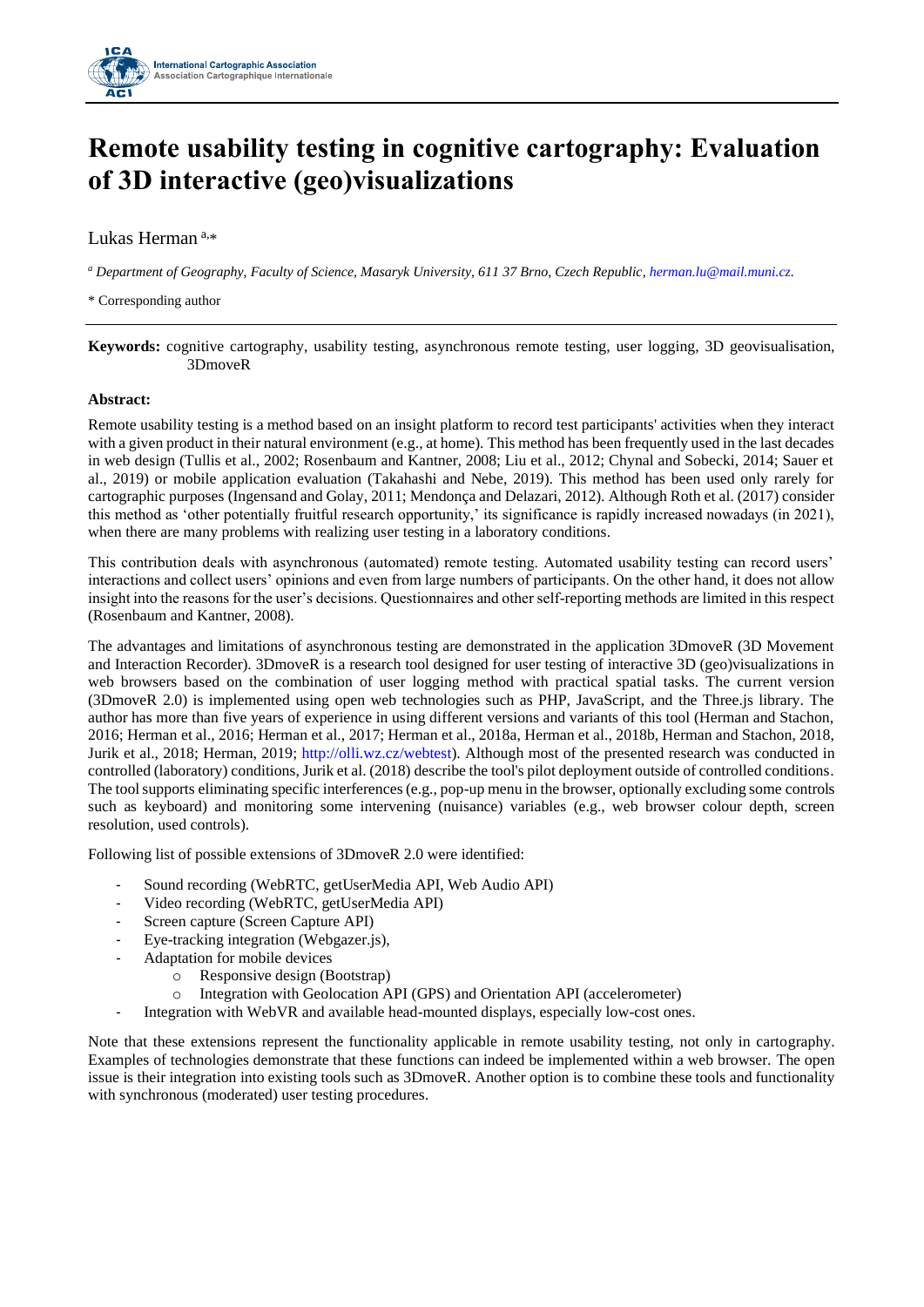# Remote usability testing in cognitive cartography: Evaluation of 3D interactive (geo)visualizations

Lukas Herman [a,*]

[a] *Department of Geography, Faculty of Science, Masaryk University, 611 37 Brno, Czech Republic, herman.lu@mail.muni.cz.*

\* Corresponding author

**Keywords:** cognitive cartography, usability testing, asynchronous remote testing, user logging, 3D geovisualisation, 3DmoveR

**Abstract:**

Remote usability testing is a method based on an insight platform to record test participants' activities when they interact with a given product in their natural environment (e.g., at home). This method has been frequently used in the last decades in web design (Tullis et al., 2002; Rosenbaum and Kantner, 2008; Liu et al., 2012; Chynal and Sobecki, 2014; Sauer et al., 2019) or mobile application evaluation (Takahashi and Nebe, 2019). This method has been used only rarely for cartographic purposes (Ingensand and Golay, 2011; Mendonça and Delazari, 2012). Although Roth et al. (2017) consider this method as 'other potentially fruitful research opportunity,' its significance is rapidly increased nowadays (in 2021), when there are many problems with realizing user testing in a laboratory conditions.

This contribution deals with asynchronous (automated) remote testing. Automated usability testing can record users' interactions and collect users' opinions and even from large numbers of participants. On the other hand, it does not allow insight into the reasons for the user's decisions. Questionnaires and other self-reporting methods are limited in this respect (Rosenbaum and Kantner, 2008).

The advantages and limitations of asynchronous testing are demonstrated in the application 3DmoveR (3D Movement and Interaction Recorder). 3DmoveR is a research tool designed for user testing of interactive 3D (geo)visualizations in web browsers based on the combination of user logging method with practical spatial tasks. The current version (3DmoveR 2.0) is implemented using open web technologies such as PHP, JavaScript, and the Three.js library. The author has more than five years of experience in using different versions and variants of this tool (Herman and Stachon, 2016; Herman et al., 2016; Herman et al., 2017; Herman et al., 2018a, Herman et al., 2018b, Herman and Stachon, 2018, Jurik et al., 2018; Herman, 2019; http://olli.wz.cz/webtest). Although most of the presented research was conducted in controlled (laboratory) conditions, Jurik et al. (2018) describe the tool's pilot deployment outside of controlled conditions. The tool supports eliminating specific interferences (e.g., pop-up menu in the browser, optionally excluding some controls such as keyboard) and monitoring some intervening (nuisance) variables (e.g., web browser colour depth, screen resolution, used controls).

Following list of possible extensions of 3DmoveR 2.0 were identified:

- Sound recording (WebRTC, getUserMedia API, Web Audio API)
- Video recording (WebRTC, getUserMedia API)
- Screen capture (Screen Capture API)
- Eye-tracking integration (Webgazer.js),
- Adaptation for mobile devices
  - Responsive design (Bootstrap)
  - Integration with Geolocation API (GPS) and Orientation API (accelerometer)
- Integration with WebVR and available head-mounted displays, especially low-cost ones.

Note that these extensions represent the functionality applicable in remote usability testing, not only in cartography. Examples of technologies demonstrate that these functions can indeed be implemented within a web browser. The open issue is their integration into existing tools such as 3DmoveR. Another option is to combine these tools and functionality with synchronous (moderated) user testing procedures.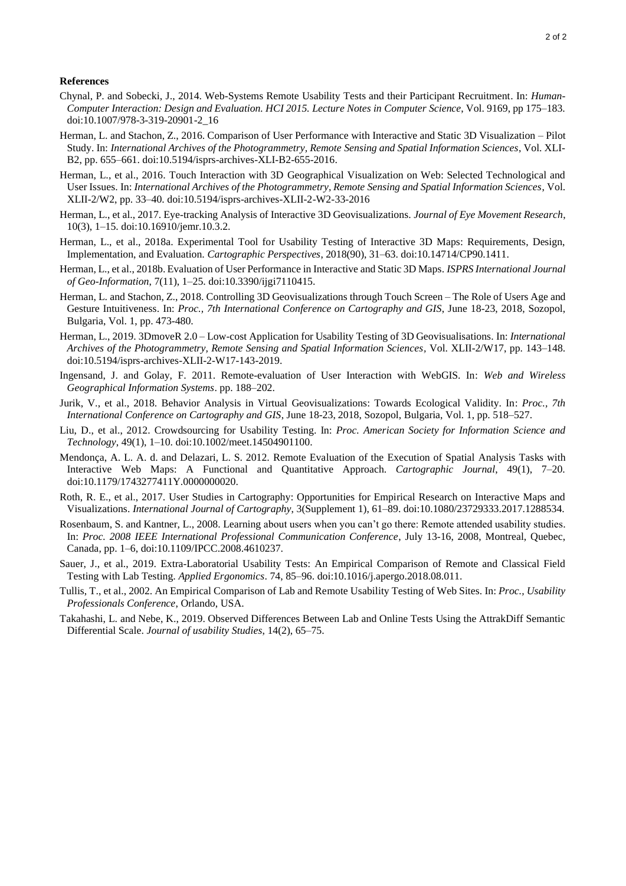**References**

Chynal, P. and Sobecki, J., 2014. Web-Systems Remote Usability Tests and their Participant Recruitment. In: *Human-Computer Interaction: Design and Evaluation. HCI 2015. Lecture Notes in Computer Science*, Vol. 9169, pp 175–183. doi:10.1007/978-3-319-20901-2_16

Herman, L. and Stachon, Z., 2016. Comparison of User Performance with Interactive and Static 3D Visualization – Pilot Study. In: *International Archives of the Photogrammetry, Remote Sensing and Spatial Information Sciences*, Vol. XLI-B2, pp. 655–661. doi:10.5194/isprs-archives-XLI-B2-655-2016.

Herman, L., et al., 2016. Touch Interaction with 3D Geographical Visualization on Web: Selected Technological and User Issues. In: *International Archives of the Photogrammetry, Remote Sensing and Spatial Information Sciences*, Vol. XLII-2/W2, pp. 33–40. doi:10.5194/isprs-archives-XLII-2-W2-33-2016

Herman, L., et al., 2017. Eye-tracking Analysis of Interactive 3D Geovisualizations. *Journal of Eye Movement Research*, 10(3), 1–15. doi:10.16910/jemr.10.3.2.

Herman, L., et al., 2018a. Experimental Tool for Usability Testing of Interactive 3D Maps: Requirements, Design, Implementation, and Evaluation. *Cartographic Perspectives*, 2018(90), 31–63. doi:10.14714/CP90.1411.

Herman, L., et al., 2018b. Evaluation of User Performance in Interactive and Static 3D Maps. *ISPRS International Journal of Geo-Information*, 7(11), 1–25. doi:10.3390/ijgi7110415.

Herman, L. and Stachon, Z., 2018. Controlling 3D Geovisualizations through Touch Screen – The Role of Users Age and Gesture Intuitiveness. In: *Proc., 7th International Conference on Cartography and GIS*, June 18-23, 2018, Sozopol, Bulgaria, Vol. 1, pp. 473-480.

Herman, L., 2019. 3DmoveR 2.0 – Low-cost Application for Usability Testing of 3D Geovisualisations. In: *International Archives of the Photogrammetry, Remote Sensing and Spatial Information Sciences*, Vol. XLII-2/W17, pp. 143–148. doi:10.5194/isprs-archives-XLII-2-W17-143-2019.

Ingensand, J. and Golay, F. 2011. Remote-evaluation of User Interaction with WebGIS. In: *Web and Wireless Geographical Information Systems*. pp. 188–202.

Jurik, V., et al., 2018. Behavior Analysis in Virtual Geovisualizations: Towards Ecological Validity. In: *Proc., 7th International Conference on Cartography and GIS*, June 18-23, 2018, Sozopol, Bulgaria, Vol. 1, pp. 518–527.

Liu, D., et al., 2012. Crowdsourcing for Usability Testing. In: *Proc. American Society for Information Science and Technology*, 49(1), 1–10. doi:10.1002/meet.14504901100.

Mendonça, A. L. A. d. and Delazari, L. S. 2012. Remote Evaluation of the Execution of Spatial Analysis Tasks with Interactive Web Maps: A Functional and Quantitative Approach. *Cartographic Journal*, 49(1), 7–20. doi:10.1179/1743277411Y.0000000020.

Roth, R. E., et al., 2017. User Studies in Cartography: Opportunities for Empirical Research on Interactive Maps and Visualizations. *International Journal of Cartography*, 3(Supplement 1), 61–89. doi:10.1080/23729333.2017.1288534.

Rosenbaum, S. and Kantner, L., 2008. Learning about users when you can't go there: Remote attended usability studies. In: *Proc. 2008 IEEE International Professional Communication Conference*, July 13-16, 2008, Montreal, Quebec, Canada, pp. 1–6, doi:10.1109/IPCC.2008.4610237.

Sauer, J., et al., 2019. Extra-Laboratorial Usability Tests: An Empirical Comparison of Remote and Classical Field Testing with Lab Testing. *Applied Ergonomics*. 74, 85–96. doi:10.1016/j.apergo.2018.08.011.

Tullis, T., et al., 2002. An Empirical Comparison of Lab and Remote Usability Testing of Web Sites. In: *Proc., Usability Professionals Conference*, Orlando, USA.

Takahashi, L. and Nebe, K., 2019. Observed Differences Between Lab and Online Tests Using the AttrakDiff Semantic Differential Scale. *Journal of usability Studies*, 14(2), 65–75.